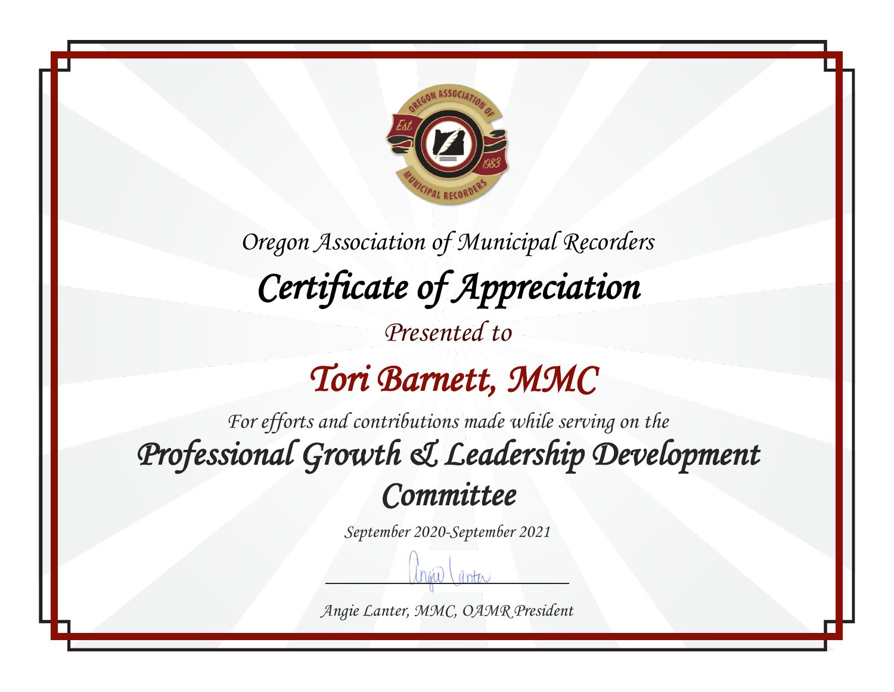*Oregon Association of Municipal Recorders*

# *Certificate of Appreciation*

*Presented to*

## *Tori Barnett, MMC*

*For efforts and contributions made while serving on the*

## *Professional Growth & Leadership Development Committee*

*September 2020-September 2021*

*Angie Lanter, MMC, OAMR President*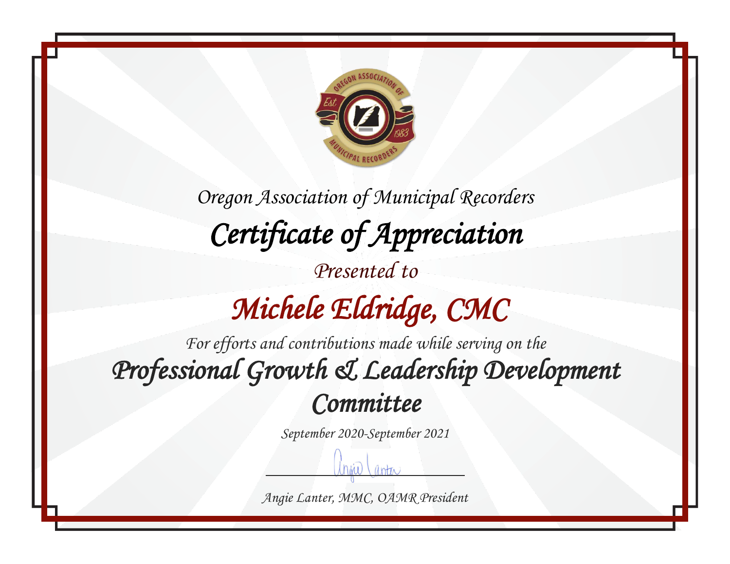Oregon Association of Municipal Recorders

# Certificate of Appreciation

Presented to

## Michele Eldridge, CMC

For efforts and contributions made while serving on the

## Professional Growth & Leadership Development Committee

September 2020-September 2021

Angie Lanter, MMC, OAMR President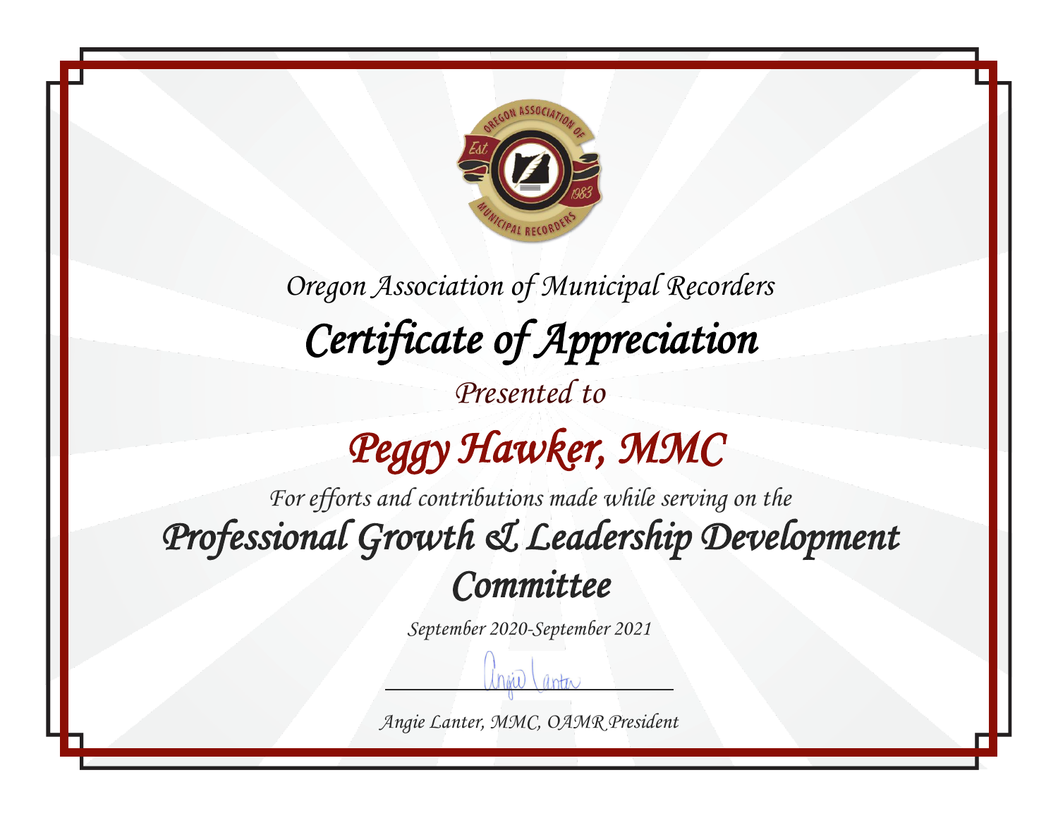*Oregon Association of Municipal Recorders*

# *Certificate of Appreciation*

*Presented to*

## *Peggy Hawker, MMC*

*For efforts and contributions made while serving on the*

## *Professional Growth & Leadership Development Committee*

*September 2020-September 2021*

*Angie Lanter, MMC, OAMR President*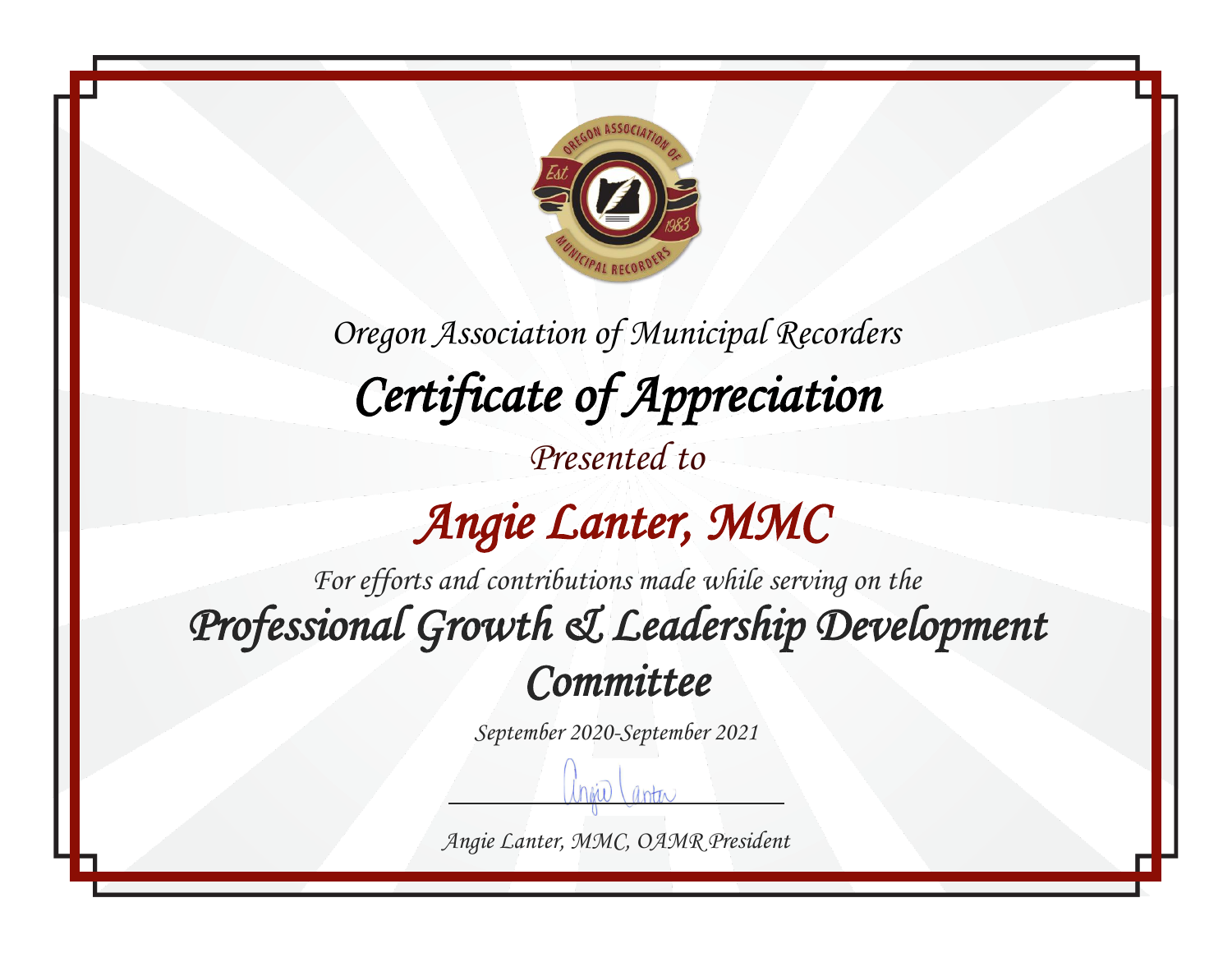*Oregon Association of Municipal Recorders*

# *Certificate of Appreciation*

*Presented to*

## *Angie Lanter, MMC*

*For efforts and contributions made while serving on the*

## *Professional Growth & Leadership Development Committee*

*September 2020-September 2021*

*Angie Lanter, MMC, OAMR President*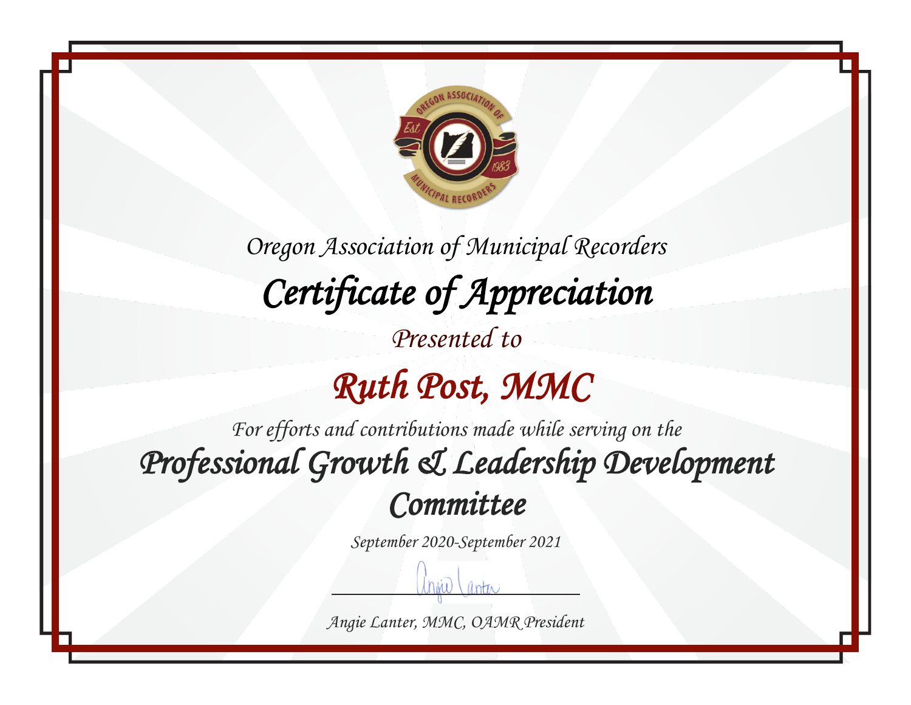Oregon Association of Municipal Recorders

# Certificate of Appreciation

Presented to

## Ruth Post, MMC

For efforts and contributions made while serving on the

## Professional Growth & Leadership Development Committee

September 2020-September 2021

Angie Lanter, MMC, OAMR President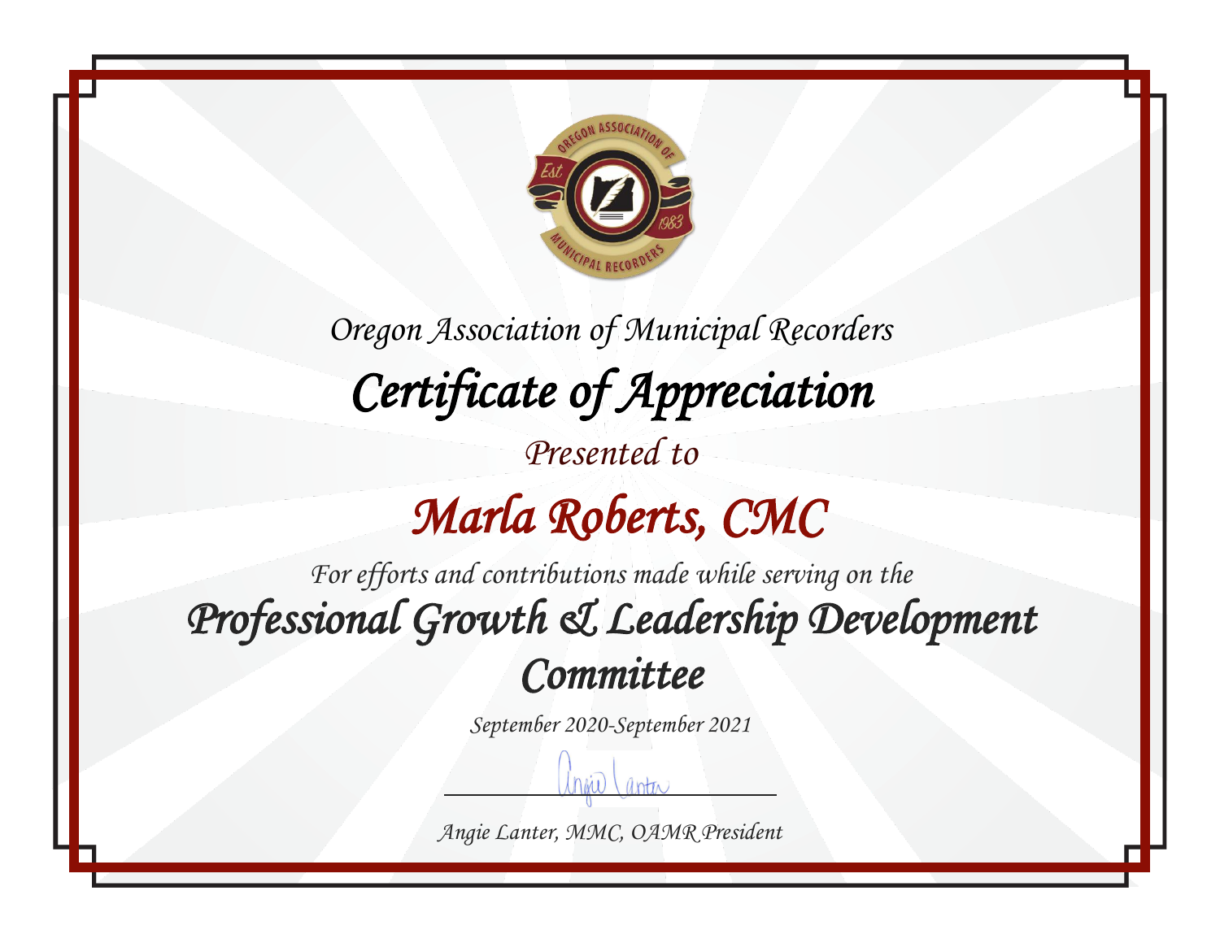Oregon Association of Municipal Recorders

# Certificate of Appreciation

Presented to

## Marla Roberts, CMC

For efforts and contributions made while serving on the

## Professional Growth & Leadership Development Committee

September 2020-September 2021

Angie Lanter, MMC, OAMR President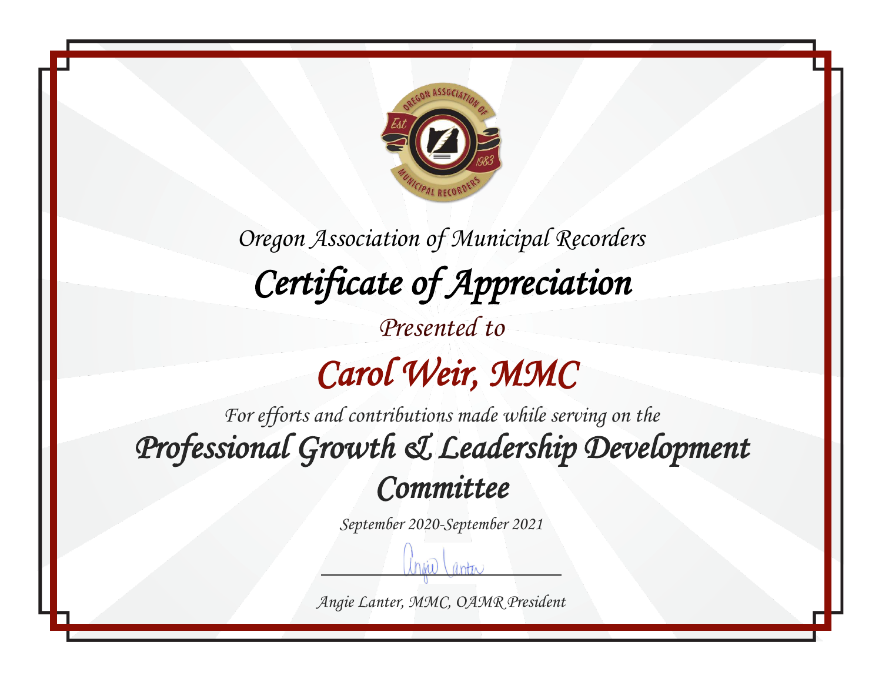Oregon Association of Municipal Recorders

# Certificate of Appreciation

Presented to

## Carol Weir, MMC

For efforts and contributions made while serving on the

## Professional Growth & Leadership Development Committee

September 2020-September 2021

Angie Lanter, MMC, OAMR President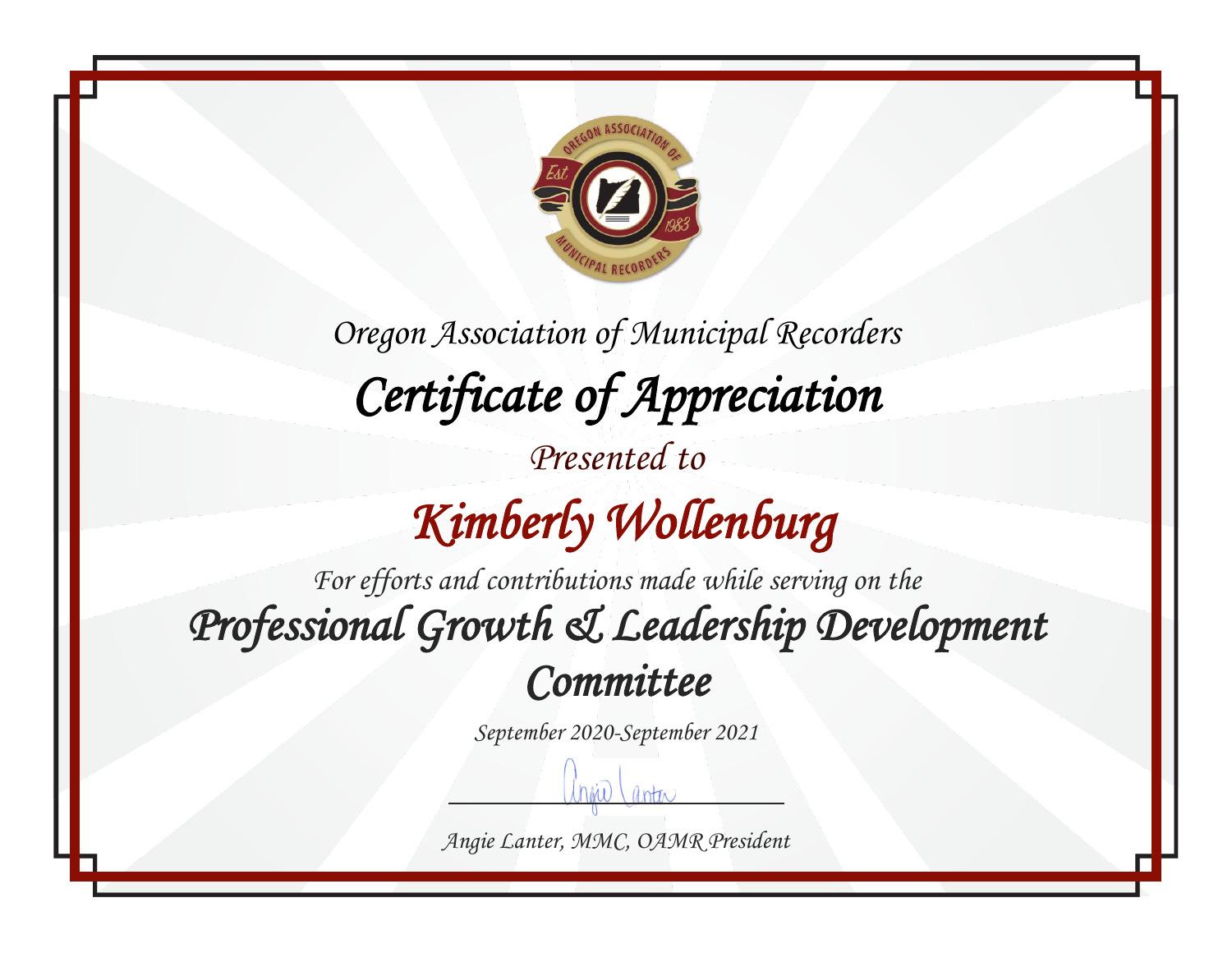*Oregon Association of Municipal Recorders*

# *Certificate of Appreciation*

*Presented to*

## *Kimberly Wollenburg*

*For efforts and contributions made while serving on the*

## *Professional Growth & Leadership Development Committee*

*September 2020-September 2021*

*Angie Lanter, MMC, OAMR President*